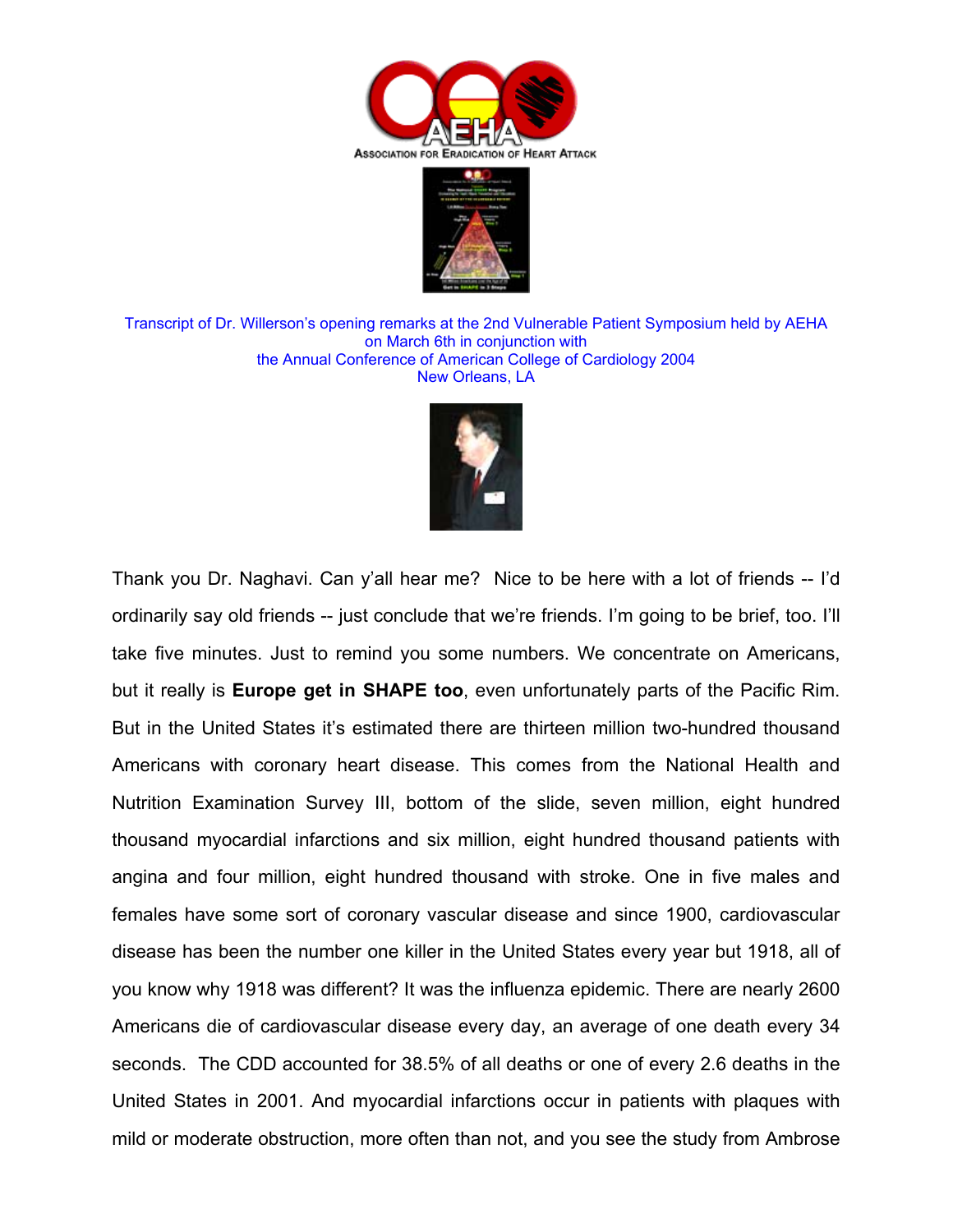Association for Eradication of Heart Attack

Transcript of Dr. Willerson's opening remarks at the 2nd Vulnerable Patient Symposium held by AEHA on March 6th in conjunction with the Annual Conference of American College of Cardiology 2004
New Orleans, LA

Thank you Dr. Naghavi. Can y'all hear me? Nice to be here with a lot of friends -- I'd ordinarily say old friends -- just conclude that we're friends. I'm going to be brief, too. I'll take five minutes. Just to remind you some numbers. We concentrate on Americans, but it really is **Europe get in SHAPE too**, even unfortunately parts of the Pacific Rim. But in the United States it's estimated there are thirteen million two-hundred thousand Americans with coronary heart disease. This comes from the National Health and Nutrition Examination Survey III, bottom of the slide, seven million, eight hundred thousand myocardial infarctions and six million, eight hundred thousand patients with angina and four million, eight hundred thousand with stroke. One in five males and females have some sort of coronary vascular disease and since 1900, cardiovascular disease has been the number one killer in the United States every year but 1918, all of you know why 1918 was different? It was the influenza epidemic. There are nearly 2600 Americans die of cardiovascular disease every day, an average of one death every 34 seconds. The CDD accounted for 38.5% of all deaths or one of every 2.6 deaths in the United States in 2001. And myocardial infarctions occur in patients with plaques with mild or moderate obstruction, more often than not, and you see the study from Ambrose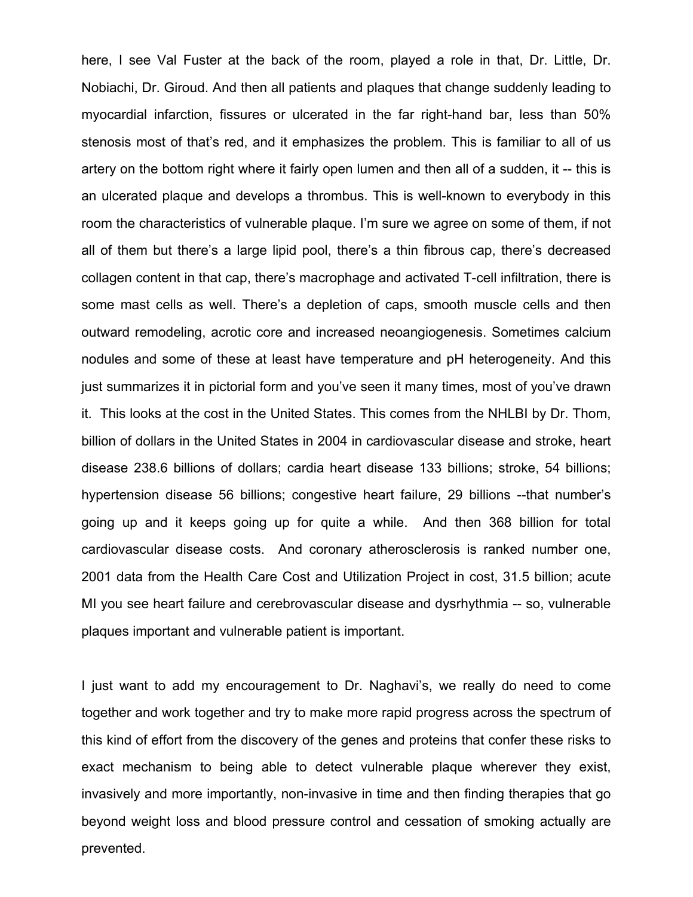here, I see Val Fuster at the back of the room, played a role in that, Dr. Little, Dr. Nobiachi, Dr. Giroud. And then all patients and plaques that change suddenly leading to myocardial infarction, fissures or ulcerated in the far right-hand bar, less than 50% stenosis most of that's red, and it emphasizes the problem. This is familiar to all of us artery on the bottom right where it fairly open lumen and then all of a sudden, it -- this is an ulcerated plaque and develops a thrombus. This is well-known to everybody in this room the characteristics of vulnerable plaque. I'm sure we agree on some of them, if not all of them but there's a large lipid pool, there's a thin fibrous cap, there's decreased collagen content in that cap, there's macrophage and activated T-cell infiltration, there is some mast cells as well. There's a depletion of caps, smooth muscle cells and then outward remodeling, acrotic core and increased neoangiogenesis. Sometimes calcium nodules and some of these at least have temperature and pH heterogeneity. And this just summarizes it in pictorial form and you've seen it many times, most of you've drawn it. This looks at the cost in the United States. This comes from the NHLBI by Dr. Thom, billion of dollars in the United States in 2004 in cardiovascular disease and stroke, heart disease 238.6 billions of dollars; cardia heart disease 133 billions; stroke, 54 billions; hypertension disease 56 billions; congestive heart failure, 29 billions --that number's going up and it keeps going up for quite a while. And then 368 billion for total cardiovascular disease costs. And coronary atherosclerosis is ranked number one, 2001 data from the Health Care Cost and Utilization Project in cost, 31.5 billion; acute MI you see heart failure and cerebrovascular disease and dysrhythmia -- so, vulnerable plaques important and vulnerable patient is important.

I just want to add my encouragement to Dr. Naghavi's, we really do need to come together and work together and try to make more rapid progress across the spectrum of this kind of effort from the discovery of the genes and proteins that confer these risks to exact mechanism to being able to detect vulnerable plaque wherever they exist, invasively and more importantly, non-invasive in time and then finding therapies that go beyond weight loss and blood pressure control and cessation of smoking actually are prevented.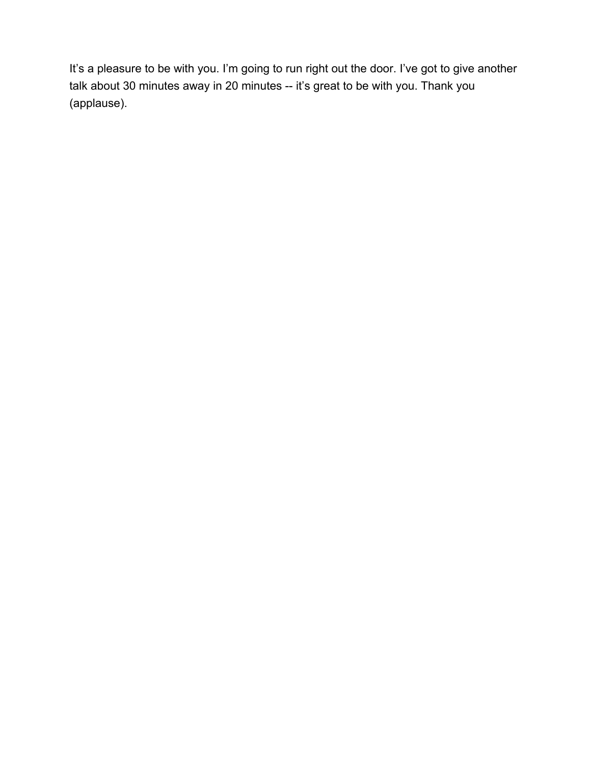It’s a pleasure to be with you. I’m going to run right out the door. I’ve got to give another talk about 30 minutes away in 20 minutes -- it’s great to be with you. Thank you (applause).